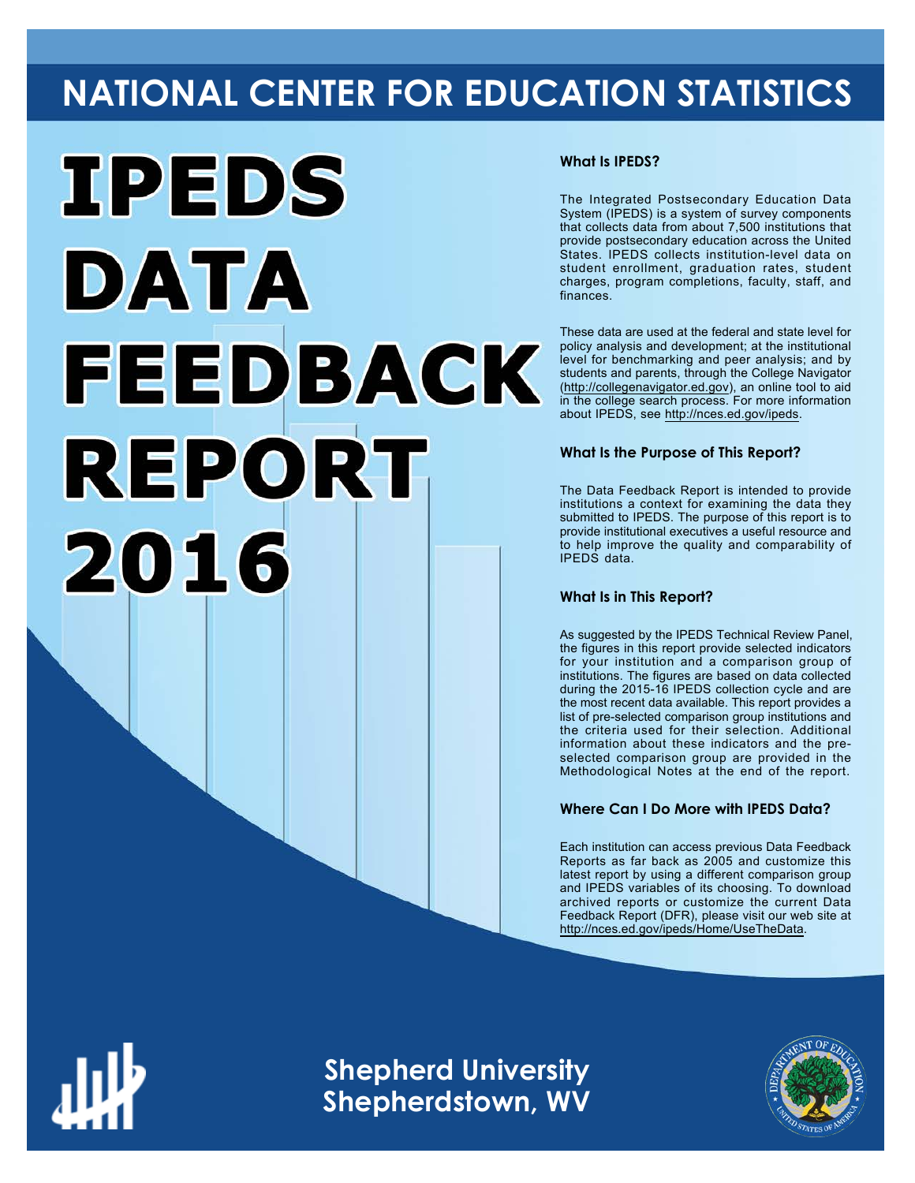# NATIONAL CENTER FOR EDUCATION STATISTICS

# IPEDS DATA FEEDBACK REPORT 2016

### What Is IPEDS?

The Integrated Postsecondary Education Data System (IPEDS) is a system of survey components that collects data from about 7,500 institutions that provide postsecondary education across the United States. IPEDS collects institution-level data on student enrollment, graduation rates, student charges, program completions, faculty, staff, and finances.

These data are used at the federal and state level for policy analysis and development; at the institutional level for benchmarking and peer analysis; and by students and parents, through the College Navigator (http://collegenavigator.ed.gov), an online tool to aid in the college search process. For more information about IPEDS, see http://nces.ed.gov/ipeds.

### What Is the Purpose of This Report?

The Data Feedback Report is intended to provide institutions a context for examining the data they submitted to IPEDS. The purpose of this report is to provide institutional executives a useful resource and to help improve the quality and comparability of IPEDS data.

### What Is in This Report?

As suggested by the IPEDS Technical Review Panel, the figures in this report provide selected indicators for your institution and a comparison group of institutions. The figures are based on data collected during the 2015-16 IPEDS collection cycle and are the most recent data available. This report provides a list of pre-selected comparison group institutions and the criteria used for their selection. Additional information about these indicators and the pre-selected comparison group are provided in the Methodological Notes at the end of the report.

### Where Can I Do More with IPEDS Data?

Each institution can access previous Data Feedback Reports as far back as 2005 and customize this latest report by using a different comparison group and IPEDS variables of its choosing. To download archived reports or customize the current Data Feedback Report (DFR), please visit our web site at http://nces.ed.gov/ipeds/Home/UseTheData.

**Shepherd University**
**Shepherdstown, WV**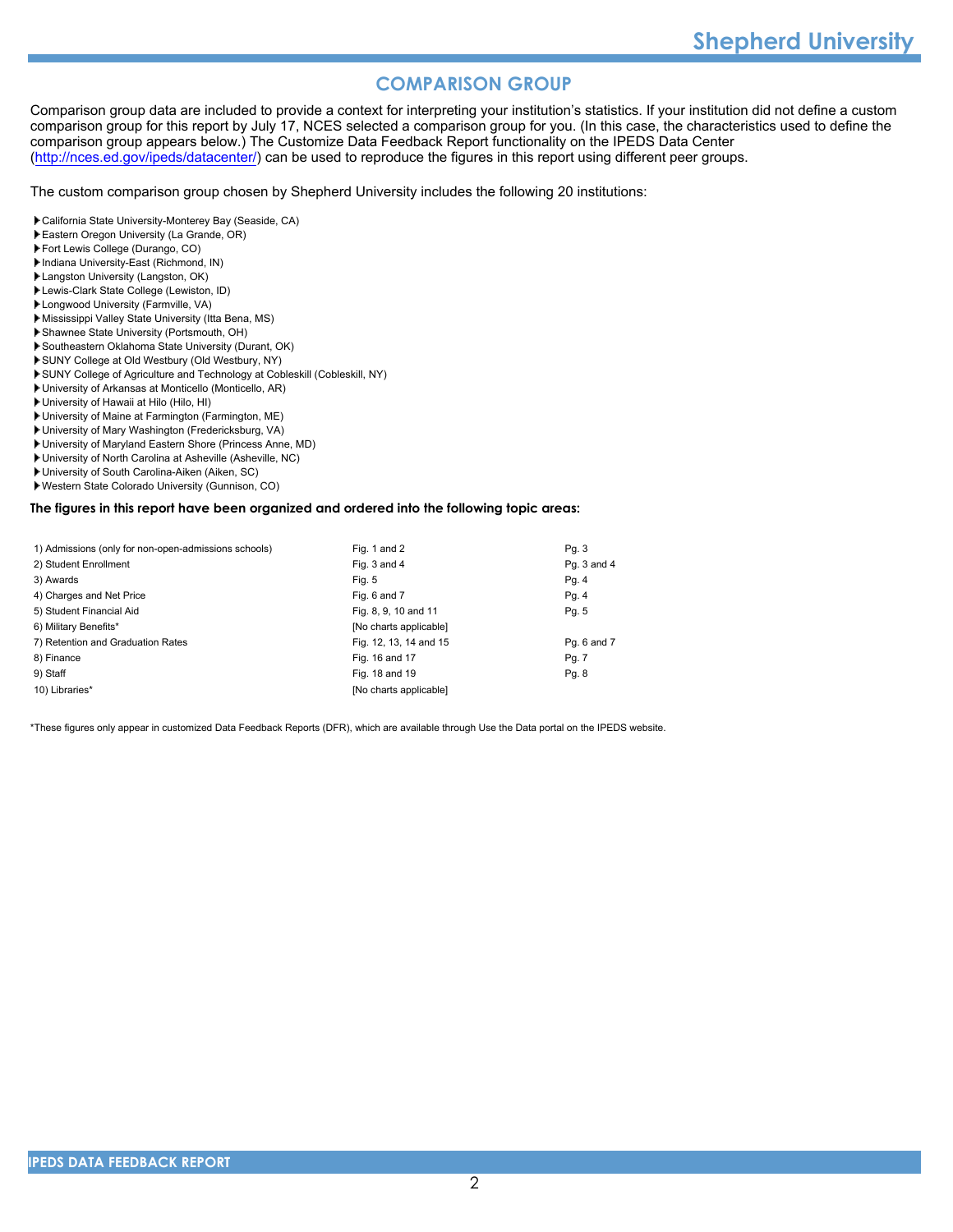## COMPARISON GROUP

Comparison group data are included to provide a context for interpreting your institution's statistics. If your institution did not define a custom comparison group for this report by July 17, NCES selected a comparison group for you. (In this case, the characteristics used to define the comparison group appears below.) The Customize Data Feedback Report functionality on the IPEDS Data Center (http://nces.ed.gov/ipeds/datacenter/) can be used to reproduce the figures in this report using different peer groups.

The custom comparison group chosen by Shepherd University includes the following 20 institutions:

- California State University-Monterey Bay (Seaside, CA)
- Eastern Oregon University (La Grande, OR)
- Fort Lewis College (Durango, CO)
- Indiana University-East (Richmond, IN)
- Langston University (Langston, OK)
- Lewis-Clark State College (Lewiston, ID)
- Longwood University (Farmville, VA)
- Mississippi Valley State University (Itta Bena, MS)
- Shawnee State University (Portsmouth, OH)
- Southeastern Oklahoma State University (Durant, OK)
- SUNY College at Old Westbury (Old Westbury, NY)
- SUNY College of Agriculture and Technology at Cobleskill (Cobleskill, NY)
- University of Arkansas at Monticello (Monticello, AR)
- University of Hawaii at Hilo (Hilo, HI)
- University of Maine at Farmington (Farmington, ME)
- University of Mary Washington (Fredericksburg, VA)
- University of Maryland Eastern Shore (Princess Anne, MD)
- University of North Carolina at Asheville (Asheville, NC)
- University of South Carolina-Aiken (Aiken, SC)
- Western State Colorado University (Gunnison, CO)

**The figures in this report have been organized and ordered into the following topic areas:**

| Topic | Figures | Page |
|---|---|---|
| 1) Admissions (only for non-open-admissions schools) | Fig. 1 and 2 | Pg. 3 |
| 2) Student Enrollment | Fig. 3 and 4 | Pg. 3 and 4 |
| 3) Awards | Fig. 5 | Pg. 4 |
| 4) Charges and Net Price | Fig. 6 and 7 | Pg. 4 |
| 5) Student Financial Aid | Fig. 8, 9, 10 and 11 | Pg. 5 |
| 6) Military Benefits* | [No charts applicable] | |
| 7) Retention and Graduation Rates | Fig. 12, 13, 14 and 15 | Pg. 6 and 7 |
| 8) Finance | Fig. 16 and 17 | Pg. 7 |
| 9) Staff | Fig. 18 and 19 | Pg. 8 |
| 10) Libraries* | [No charts applicable] | |

*These figures only appear in customized Data Feedback Reports (DFR), which are available through Use the Data portal on the IPEDS website.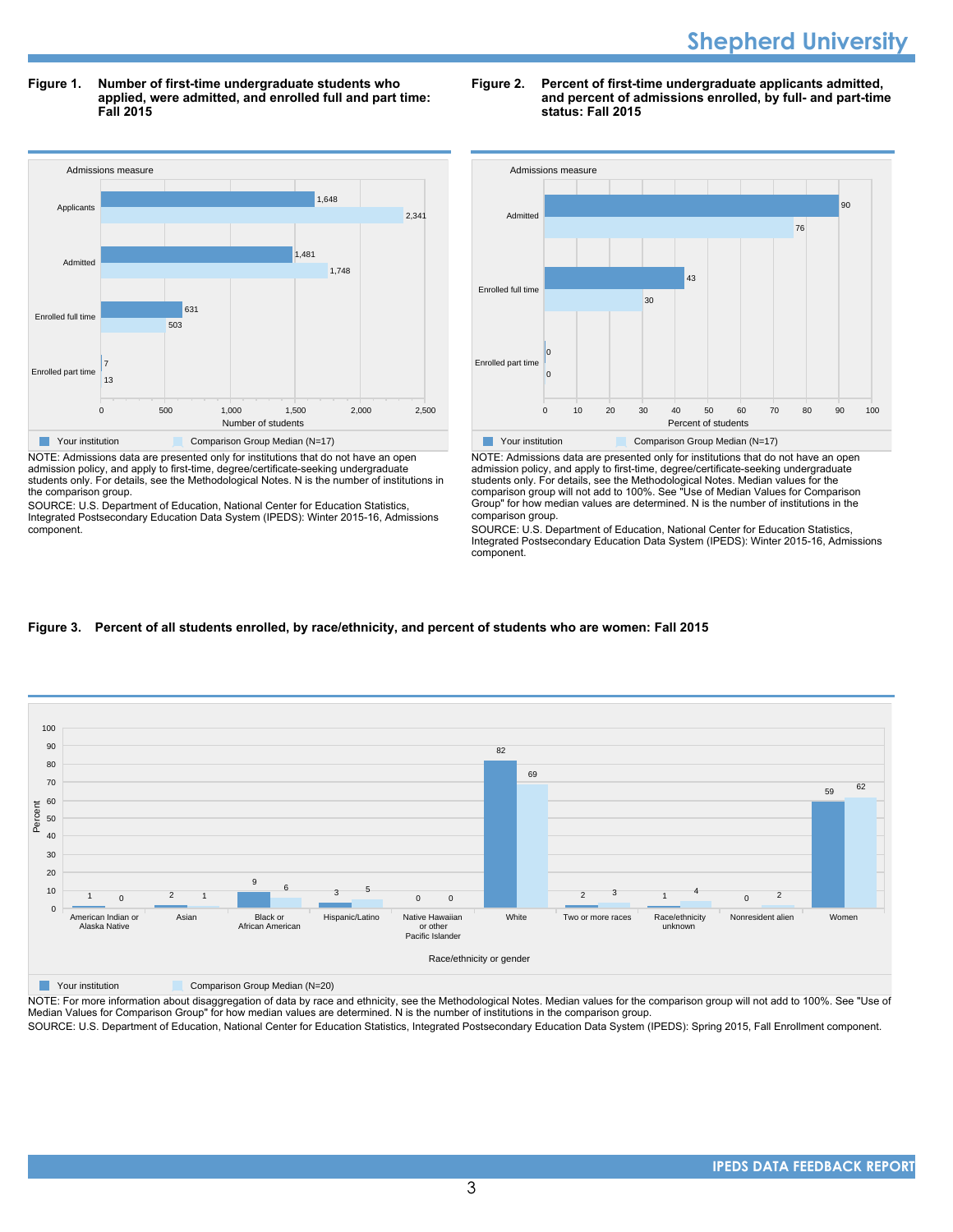**Figure 1. Number of first-time undergraduate students who applied, were admitted, and enrolled full and part time: Fall 2015**

| Admissions measure | Your institution | Comparison Group Median (N=17) |
|---|---|---|
| Applicants | 1,648 | 2,341 |
| Admitted | 1,481 | 1,748 |
| Enrolled full time | 631 | 503 |
| Enrolled part time | 7 | 13 |

NOTE: Admissions data are presented only for institutions that do not have an open admission policy, and apply to first-time, degree/certificate-seeking undergraduate students only. For details, see the Methodological Notes. N is the number of institutions in the comparison group.

SOURCE: U.S. Department of Education, National Center for Education Statistics, Integrated Postsecondary Education Data System (IPEDS): Winter 2015-16, Admissions component.

**Figure 2. Percent of first-time undergraduate applicants admitted, and percent of admissions enrolled, by full- and part-time status: Fall 2015**

| Admissions measure | Your institution | Comparison Group Median (N=17) |
|---|---|---|
| Admitted | 90 | 76 |
| Enrolled full time | 43 | 30 |
| Enrolled part time | 0 | 0 |

NOTE: Admissions data are presented only for institutions that do not have an open admission policy, and apply to first-time, degree/certificate-seeking undergraduate students only. For details, see the Methodological Notes. Median values for the comparison group will not add to 100%. See "Use of Median Values for Comparison Group" for how median values are determined. N is the number of institutions in the comparison group.

SOURCE: U.S. Department of Education, National Center for Education Statistics, Integrated Postsecondary Education Data System (IPEDS): Winter 2015-16, Admissions component.

**Figure 3. Percent of all students enrolled, by race/ethnicity, and percent of students who are women: Fall 2015**

| Race/ethnicity or gender | Your institution | Comparison Group Median (N=20) |
|---|---|---|
| American Indian or Alaska Native | 1 | 0 |
| Asian | 2 | 1 |
| Black or African American | 9 | 6 |
| Hispanic/Latino | 3 | 5 |
| Native Hawaiian or other Pacific Islander | 0 | 0 |
| White | 82 | 69 |
| Two or more races | 2 | 3 |
| Race/ethnicity unknown | 1 | 4 |
| Nonresident alien | 0 | 2 |
| Women | 59 | 62 |

NOTE: For more information about disaggregation of data by race and ethnicity, see the Methodological Notes. Median values for the comparison group will not add to 100%. See "Use of Median Values for Comparison Group" for how median values are determined. N is the number of institutions in the comparison group.

SOURCE: U.S. Department of Education, National Center for Education Statistics, Integrated Postsecondary Education Data System (IPEDS): Spring 2015, Fall Enrollment component.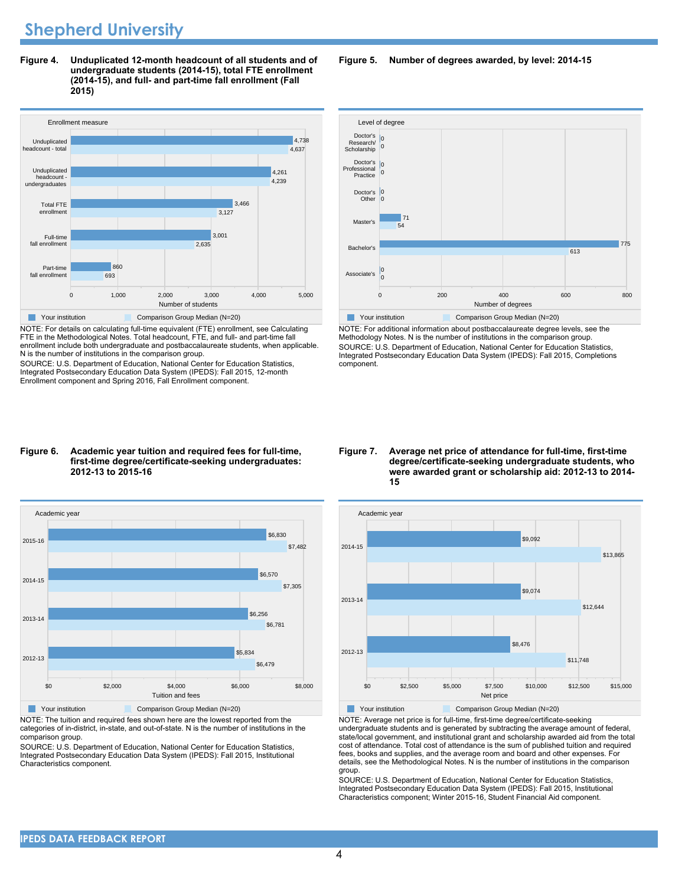# Shepherd University

**Figure 4. Unduplicated 12-month headcount of all students and of undergraduate students (2014-15), total FTE enrollment (2014-15), and full- and part-time fall enrollment (Fall 2015)**

| Enrollment measure | Your institution | Comparison Group Median (N=20) |
|---|---|---|
| Unduplicated headcount - total | 4,738 | 4,637 |
| Unduplicated headcount - undergraduates | 4,261 | 4,239 |
| Total FTE enrollment | 3,466 | 3,127 |
| Full-time fall enrollment | 3,001 | 2,635 |
| Part-time fall enrollment | 860 | 693 |

NOTE: For details on calculating full-time equivalent (FTE) enrollment, see Calculating FTE in the Methodological Notes. Total headcount, FTE, and full- and part-time fall enrollment include both undergraduate and postbaccalaureate students, when applicable. N is the number of institutions in the comparison group.
SOURCE: U.S. Department of Education, National Center for Education Statistics, Integrated Postsecondary Education Data System (IPEDS): Fall 2015, 12-month Enrollment component and Spring 2016, Fall Enrollment component.

**Figure 5. Number of degrees awarded, by level: 2014-15**

| Level of degree | Your institution | Comparison Group Median (N=20) |
|---|---|---|
| Doctor's Research/ Scholarship | 0 | 0 |
| Doctor's Professional Practice | 0 | 0 |
| Doctor's Other | 0 | 0 |
| Master's | 71 | 54 |
| Bachelor's | 775 | 613 |
| Associate's | 0 | 0 |

NOTE: For additional information about postbaccalaureate degree levels, see the Methodology Notes. N is the number of institutions in the comparison group.
SOURCE: U.S. Department of Education, National Center for Education Statistics, Integrated Postsecondary Education Data System (IPEDS): Fall 2015, Completions component.

**Figure 6. Academic year tuition and required fees for full-time, first-time degree/certificate-seeking undergraduates: 2012-13 to 2015-16**

| Academic year | Your institution | Comparison Group Median (N=20) |
|---|---|---|
| 2015-16 | $6,830 | $7,482 |
| 2014-15 | $6,570 | $7,305 |
| 2013-14 | $6,256 | $6,781 |
| 2012-13 | $5,834 | $6,479 |

NOTE: The tuition and required fees shown here are the lowest reported from the categories of in-district, in-state, and out-of-state. N is the number of institutions in the comparison group.
SOURCE: U.S. Department of Education, National Center for Education Statistics, Integrated Postsecondary Education Data System (IPEDS): Fall 2015, Institutional Characteristics component.

**Figure 7. Average net price of attendance for full-time, first-time degree/certificate-seeking undergraduate students, who were awarded grant or scholarship aid: 2012-13 to 2014-15**

| Academic year | Your institution | Comparison Group Median (N=20) |
|---|---|---|
| 2014-15 | $9,092 | $13,865 |
| 2013-14 | $9,074 | $12,644 |
| 2012-13 | $8,476 | $11,748 |

NOTE: Average net price is for full-time, first-time degree/certificate-seeking undergraduate students and is generated by subtracting the average amount of federal, state/local government, and institutional grant and scholarship awarded aid from the total cost of attendance. Total cost of attendance is the sum of published tuition and required fees, books and supplies, and the average room and board and other expenses. For details, see the Methodological Notes. N is the number of institutions in the comparison group.
SOURCE: U.S. Department of Education, National Center for Education Statistics, Integrated Postsecondary Education Data System (IPEDS): Fall 2015, Institutional Characteristics component; Winter 2015-16, Student Financial Aid component.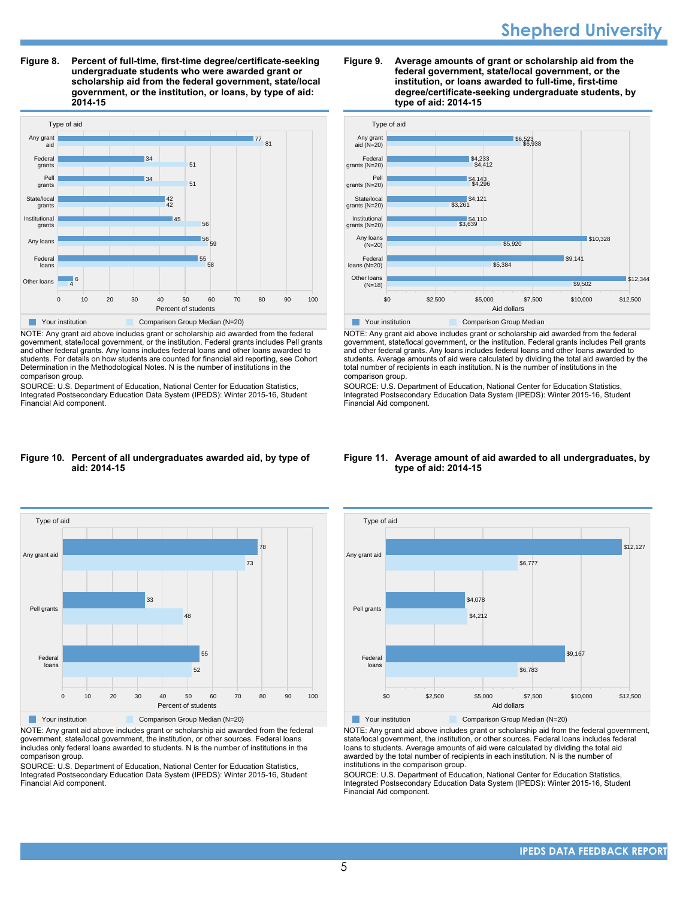## Figure 8. Percent of full-time, first-time degree/certificate-seeking undergraduate students who were awarded grant or scholarship aid from the federal government, state/local government, or the institution, or loans, by type of aid: 2014-15

| Type of aid | Your institution | Comparison Group Median (N=20) |
|---|---|---|
| Any grant aid | 77 | 81 |
| Federal grants | 34 | 51 |
| Pell grants | 34 | 51 |
| State/local grants | 42 | 42 |
| Institutional grants | 45 | 56 |
| Any loans | 56 | 59 |
| Federal loans | 55 | 58 |
| Other loans | 6 | 4 |

Percent of students

NOTE: Any grant aid above includes grant or scholarship aid awarded from the federal government, state/local government, or the institution. Federal grants includes Pell grants and other federal grants. Any loans includes federal loans and other loans awarded to students. For details on how students are counted for financial aid reporting, see Cohort Determination in the Methodological Notes. N is the number of institutions in the comparison group.

SOURCE: U.S. Department of Education, National Center for Education Statistics, Integrated Postsecondary Education Data System (IPEDS): Winter 2015-16, Student Financial Aid component.

## Figure 9. Average amounts of grant or scholarship aid from the federal government, state/local government, or the institution, or loans awarded to full-time, first-time degree/certificate-seeking undergraduate students, by type of aid: 2014-15

| Type of aid | Your institution | Comparison Group Median (N=20) |
|---|---|---|
| Any grant aid (N=20) | $6,523 | $6,938 |
| Federal grants (N=20) | $4,233 | $4,412 |
| Pell grants (N=20) | $4,143 | $4,296 |
| State/local grants (N=20) | $4,121 | $3,261 |
| Institutional grants (N=20) | $4,110 | $3,639 |
| Any loans (N=20) | $10,328 | $5,920 |
| Federal loans (N=20) | $9,141 | $5,384 |
| Other loans (N=18) | $12,344 | $9,502 |

Aid dollars

NOTE: Any grant aid above includes grant or scholarship aid awarded from the federal government, state/local government, or the institution. Federal grants includes Pell grants and other federal grants. Any loans includes federal loans and other loans awarded to students. Average amounts of aid were calculated by dividing the total aid awarded by the total number of recipients in each institution. N is the number of institutions in the comparison group.

SOURCE: U.S. Department of Education, National Center for Education Statistics, Integrated Postsecondary Education Data System (IPEDS): Winter 2015-16, Student Financial Aid component.

## Figure 10. Percent of all undergraduates awarded aid, by type of aid: 2014-15

| Type of aid | Your institution | Comparison Group Median (N=20) |
|---|---|---|
| Any grant aid | 78 | 73 |
| Pell grants | 33 | 48 |
| Federal loans | 55 | 52 |

Percent of students

NOTE: Any grant aid above includes grant or scholarship aid awarded from the federal government, state/local government, the institution, or other sources. Federal loans includes only federal loans awarded to students. N is the number of institutions in the comparison group.

SOURCE: U.S. Department of Education, National Center for Education Statistics, Integrated Postsecondary Education Data System (IPEDS): Winter 2015-16, Student Financial Aid component.

## Figure 11. Average amount of aid awarded to all undergraduates, by type of aid: 2014-15

| Type of aid | Your institution | Comparison Group Median (N=20) |
|---|---|---|
| Any grant aid | $12,127 | $6,777 |
| Pell grants | $4,078 | $4,212 |
| Federal loans | $9,167 | $6,783 |

Aid dollars

NOTE: Any grant aid above includes grant or scholarship aid from the federal government, state/local government, the institution, or other sources. Federal loans includes federal loans to students. Average amounts of aid were calculated by dividing the total aid awarded by the total number of recipients in each institution. N is the number of institutions in the comparison group.

SOURCE: U.S. Department of Education, National Center for Education Statistics, Integrated Postsecondary Education Data System (IPEDS): Winter 2015-16, Student Financial Aid component.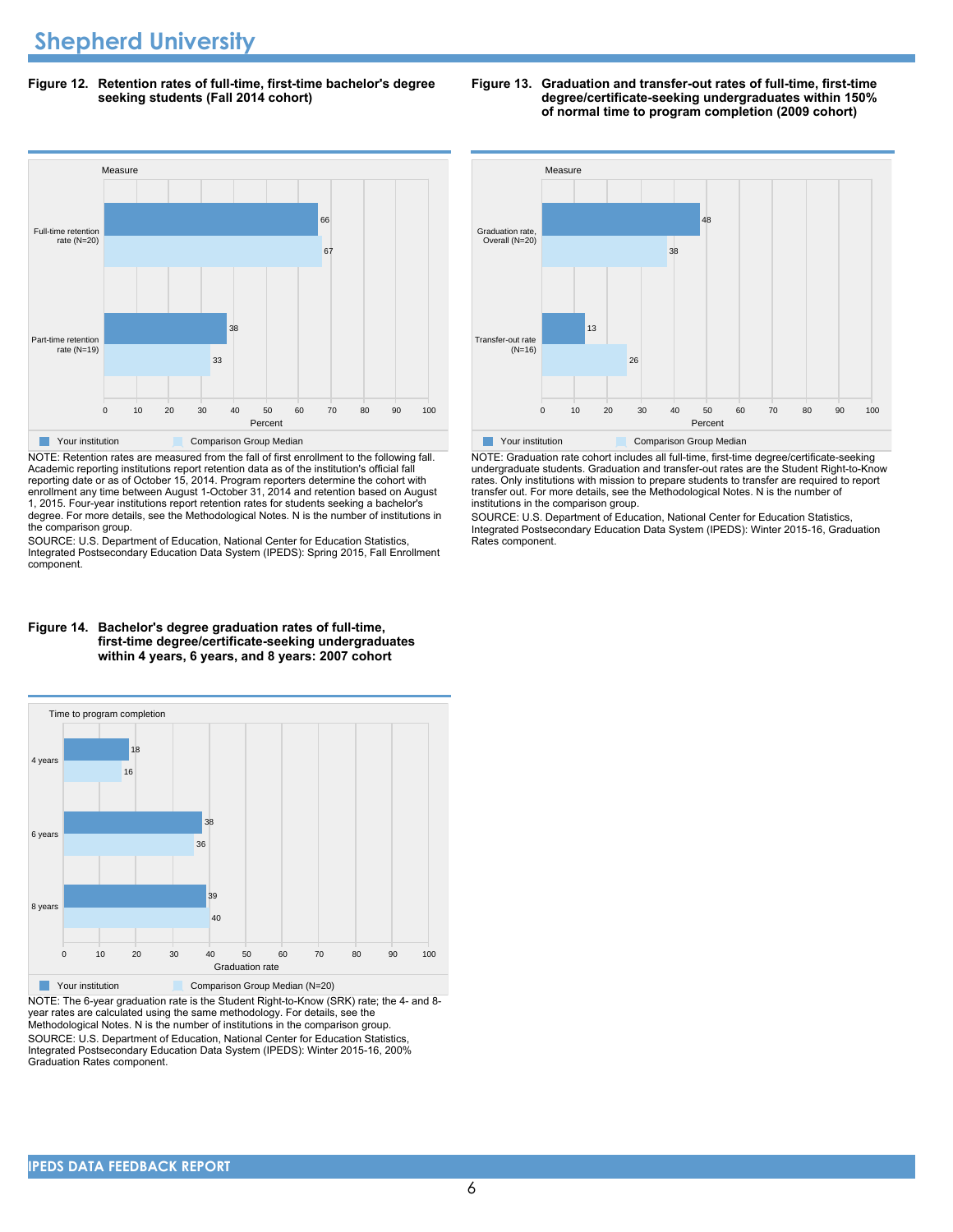# Shepherd University

**Figure 12. Retention rates of full-time, first-time bachelor's degree seeking students (Fall 2014 cohort)**

| Measure | Your institution | Comparison Group Median |
|---|---|---|
| Full-time retention rate (N=20) | 66 | 67 |
| Part-time retention rate (N=19) | 38 | 33 |

NOTE: Retention rates are measured from the fall of first enrollment to the following fall. Academic reporting institutions report retention data as of the institution's official fall reporting date or as of October 15, 2014. Program reporters determine the cohort with enrollment any time between August 1-October 31, 2014 and retention based on August 1, 2015. Four-year institutions report retention rates for students seeking a bachelor's degree. For more details, see the Methodological Notes. N is the number of institutions in the comparison group.

SOURCE: U.S. Department of Education, National Center for Education Statistics, Integrated Postsecondary Education Data System (IPEDS): Spring 2015, Fall Enrollment component.

**Figure 13. Graduation and transfer-out rates of full-time, first-time degree/certificate-seeking undergraduates within 150% of normal time to program completion (2009 cohort)**

| Measure | Your institution | Comparison Group Median |
|---|---|---|
| Graduation rate, Overall (N=20) | 48 | 38 |
| Transfer-out rate (N=16) | 13 | 26 |

NOTE: Graduation rate cohort includes all full-time, first-time degree/certificate-seeking undergraduate students. Graduation and transfer-out rates are the Student Right-to-Know rates. Only institutions with mission to prepare students to transfer are required to report transfer out. For more details, see the Methodological Notes. N is the number of institutions in the comparison group.

SOURCE: U.S. Department of Education, National Center for Education Statistics, Integrated Postsecondary Education Data System (IPEDS): Winter 2015-16, Graduation Rates component.

**Figure 14. Bachelor's degree graduation rates of full-time, first-time degree/certificate-seeking undergraduates within 4 years, 6 years, and 8 years: 2007 cohort**

| Time to program completion | Your institution | Comparison Group Median (N=20) |
|---|---|---|
| 4 years | 18 | 16 |
| 6 years | 38 | 36 |
| 8 years | 39 | 40 |

NOTE: The 6-year graduation rate is the Student Right-to-Know (SRK) rate; the 4- and 8-year rates are calculated using the same methodology. For details, see the Methodological Notes. N is the number of institutions in the comparison group.

SOURCE: U.S. Department of Education, National Center for Education Statistics, Integrated Postsecondary Education Data System (IPEDS): Winter 2015-16, 200% Graduation Rates component.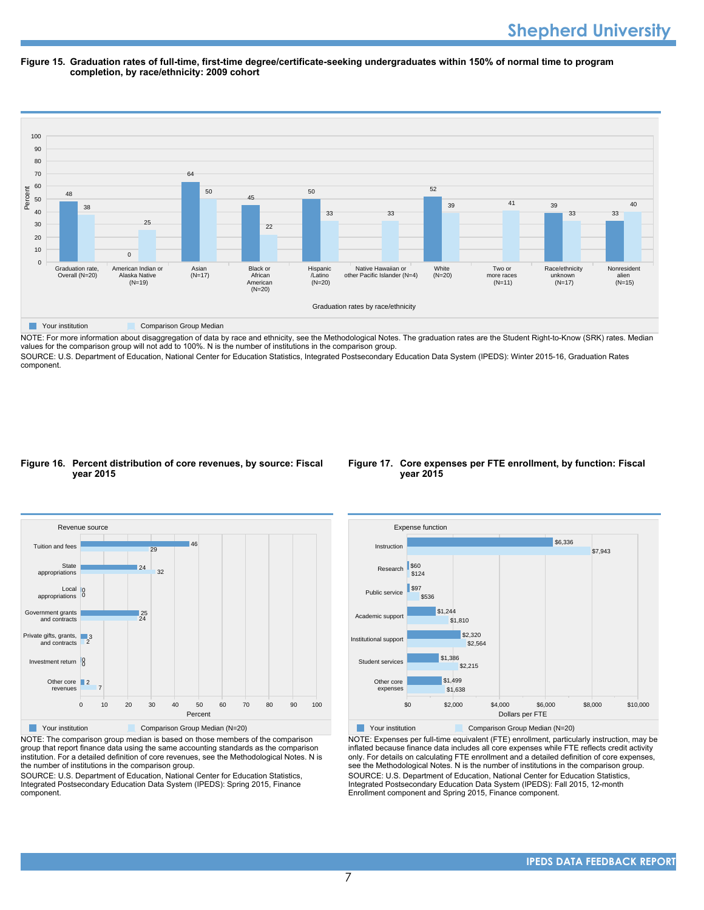**Figure 15. Graduation rates of full-time, first-time degree/certificate-seeking undergraduates within 150% of normal time to program completion, by race/ethnicity: 2009 cohort**

| Graduation rates by race/ethnicity | Your institution | Comparison Group Median |
| --- | --- | --- |
| Graduation rate, Overall (N=20) | 48 | 38 |
| American Indian or Alaska Native (N=19) | 0 | 25 |
| Asian (N=17) | 64 | 50 |
| Black or African American (N=20) | 45 | 22 |
| Hispanic /Latino (N=20) | 50 | 33 |
| Native Hawaiian or other Pacific Islander (N=4) | | 33 |
| White (N=20) | 52 | 39 |
| Two or more races (N=11) | | 41 |
| Race/ethnicity unknown (N=17) | 39 | 33 |
| Nonresident alien (N=15) | 33 | 40 |

NOTE: For more information about disaggregation of data by race and ethnicity, see the Methodological Notes. The graduation rates are the Student Right-to-Know (SRK) rates. Median values for the comparison group will not add to 100%. N is the number of institutions in the comparison group.

SOURCE: U.S. Department of Education, National Center for Education Statistics, Integrated Postsecondary Education Data System (IPEDS): Winter 2015-16, Graduation Rates component.

**Figure 16. Percent distribution of core revenues, by source: Fiscal year 2015**

| Revenue source | Your institution (Percent) | Comparison Group Median (N=20) (Percent) |
| --- | --- | --- |
| Tuition and fees | 46 | 29 |
| State appropriations | 24 | 32 |
| Local appropriations | 0 | 0 |
| Government grants and contracts | 25 | 24 |
| Private gifts, grants, and contracts | 3 | 2 |
| Investment return | 0 | 0 |
| Other core revenues | 2 | 7 |

NOTE: The comparison group median is based on those members of the comparison group that report finance data using the same accounting standards as the comparison institution. For a detailed definition of core revenues, see the Methodological Notes. N is the number of institutions in the comparison group.

SOURCE: U.S. Department of Education, National Center for Education Statistics, Integrated Postsecondary Education Data System (IPEDS): Spring 2015, Finance component.

**Figure 17. Core expenses per FTE enrollment, by function: Fiscal year 2015**

| Expense function | Your institution (Dollars per FTE) | Comparison Group Median (N=20) (Dollars per FTE) |
| --- | --- | --- |
| Instruction | $6,336 | $7,943 |
| Research | $60 | $124 |
| Public service | $97 | $536 |
| Academic support | $1,244 | $1,810 |
| Institutional support | $2,320 | $2,564 |
| Student services | $1,386 | $2,215 |
| Other core expenses | $1,499 | $1,638 |

NOTE: Expenses per full-time equivalent (FTE) enrollment, particularly instruction, may be inflated because finance data includes all core expenses while FTE reflects credit activity only. For details on calculating FTE enrollment and a detailed definition of core expenses, see the Methodological Notes. N is the number of institutions in the comparison group.

SOURCE: U.S. Department of Education, National Center for Education Statistics, Integrated Postsecondary Education Data System (IPEDS): Fall 2015, 12-month Enrollment component and Spring 2015, Finance component.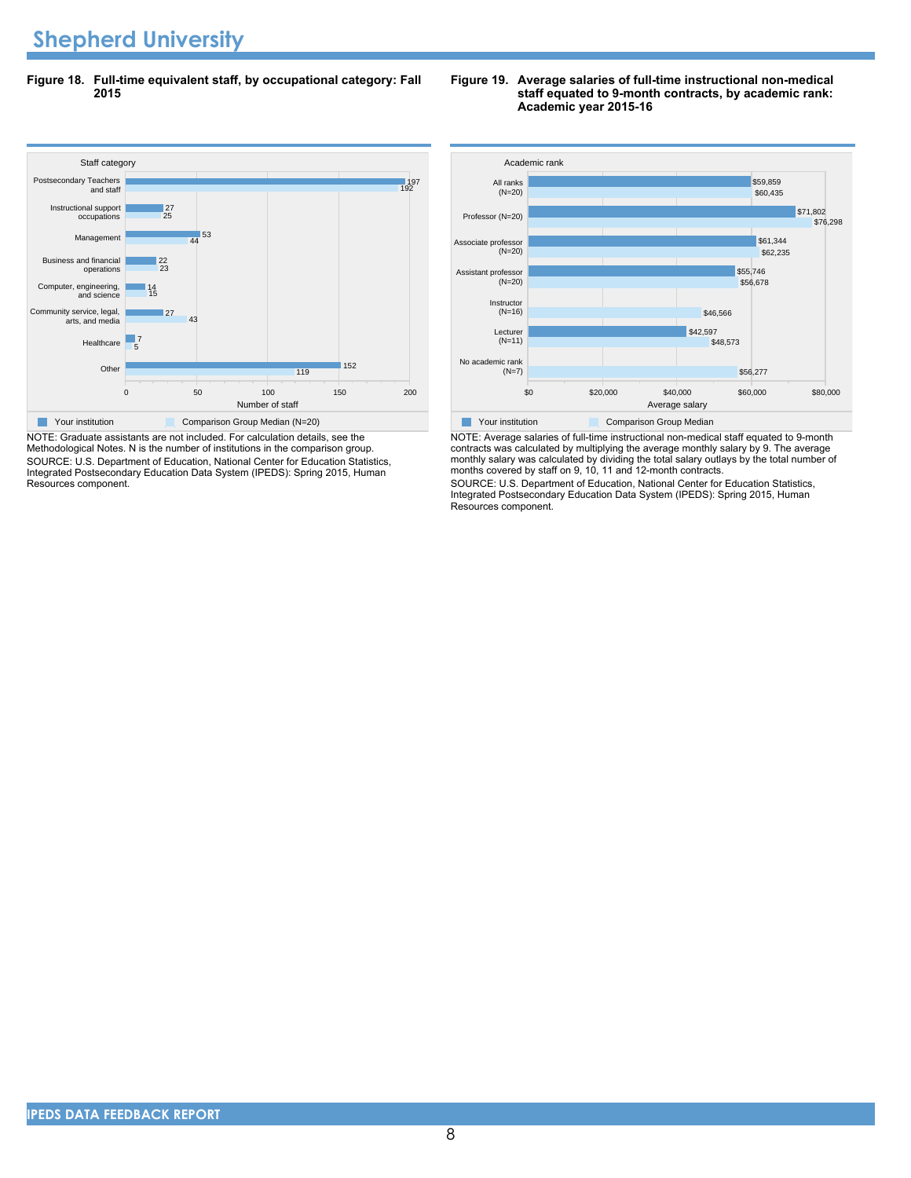**Figure 18. Full-time equivalent staff, by occupational category: Fall 2015**

| Staff category | Your institution | Comparison Group Median (N=20) |
|---|---|---|
| Postsecondary Teachers and staff | 197 | 192 |
| Instructional support occupations | 27 | 25 |
| Management | 53 | 44 |
| Business and financial operations | 22 | 23 |
| Computer, engineering, and science | 14 | 15 |
| Community service, legal, arts, and media | 27 | 43 |
| Healthcare | 7 | 5 |
| Other | 152 | 119 |

NOTE: Graduate assistants are not included. For calculation details, see the Methodological Notes. N is the number of institutions in the comparison group.
SOURCE: U.S. Department of Education, National Center for Education Statistics, Integrated Postsecondary Education Data System (IPEDS): Spring 2015, Human Resources component.

**Figure 19. Average salaries of full-time instructional non-medical staff equated to 9-month contracts, by academic rank: Academic year 2015-16**

| Academic rank | Your institution | Comparison Group Median |
|---|---|---|
| All ranks (N=20) | $59,859 | $60,435 |
| Professor (N=20) | $71,802 | $76,298 |
| Associate professor (N=20) | $61,344 | $62,235 |
| Assistant professor (N=20) | $55,746 | $56,678 |
| Instructor (N=16) | | $46,566 |
| Lecturer (N=11) | $42,597 | $48,573 |
| No academic rank (N=7) | | $56,277 |

NOTE: Average salaries of full-time instructional non-medical staff equated to 9-month contracts was calculated by multiplying the average monthly salary by 9. The average monthly salary was calculated by dividing the total salary outlays by the total number of months covered by staff on 9, 10, 11 and 12-month contracts.
SOURCE: U.S. Department of Education, National Center for Education Statistics, Integrated Postsecondary Education Data System (IPEDS): Spring 2015, Human Resources component.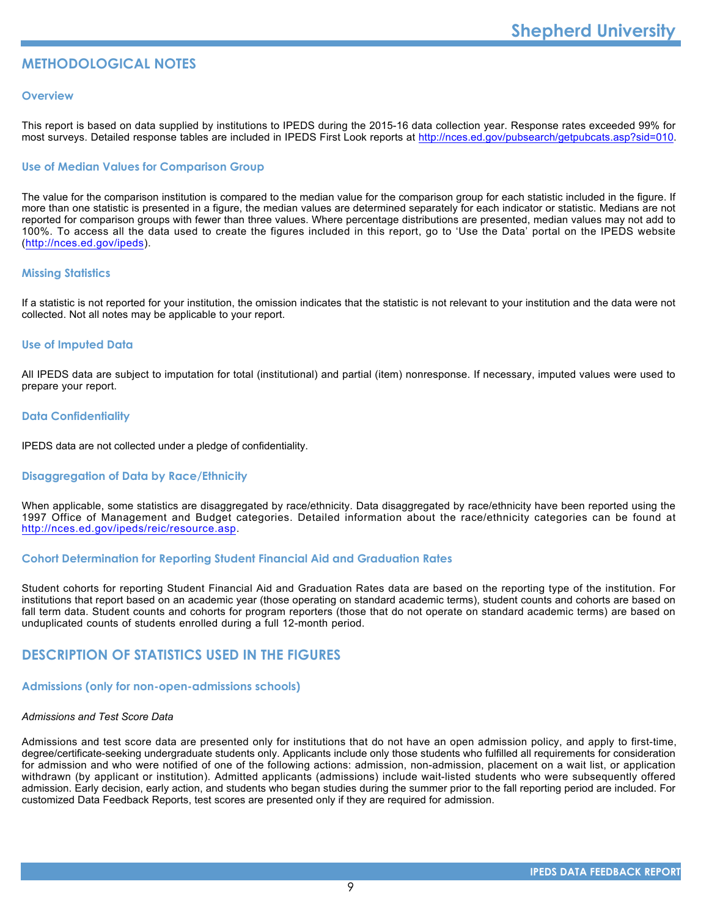## METHODOLOGICAL NOTES

### Overview

This report is based on data supplied by institutions to IPEDS during the 2015-16 data collection year. Response rates exceeded 99% for most surveys. Detailed response tables are included in IPEDS First Look reports at http://nces.ed.gov/pubsearch/getpubcats.asp?sid=010.

### Use of Median Values for Comparison Group

The value for the comparison institution is compared to the median value for the comparison group for each statistic included in the figure. If more than one statistic is presented in a figure, the median values are determined separately for each indicator or statistic. Medians are not reported for comparison groups with fewer than three values. Where percentage distributions are presented, median values may not add to 100%. To access all the data used to create the figures included in this report, go to 'Use the Data' portal on the IPEDS website (http://nces.ed.gov/ipeds).

### Missing Statistics

If a statistic is not reported for your institution, the omission indicates that the statistic is not relevant to your institution and the data were not collected. Not all notes may be applicable to your report.

### Use of Imputed Data

All IPEDS data are subject to imputation for total (institutional) and partial (item) nonresponse. If necessary, imputed values were used to prepare your report.

### Data Confidentiality

IPEDS data are not collected under a pledge of confidentiality.

### Disaggregation of Data by Race/Ethnicity

When applicable, some statistics are disaggregated by race/ethnicity. Data disaggregated by race/ethnicity have been reported using the 1997 Office of Management and Budget categories. Detailed information about the race/ethnicity categories can be found at http://nces.ed.gov/ipeds/reic/resource.asp.

### Cohort Determination for Reporting Student Financial Aid and Graduation Rates

Student cohorts for reporting Student Financial Aid and Graduation Rates data are based on the reporting type of the institution. For institutions that report based on an academic year (those operating on standard academic terms), student counts and cohorts are based on fall term data. Student counts and cohorts for program reporters (those that do not operate on standard academic terms) are based on unduplicated counts of students enrolled during a full 12-month period.

## DESCRIPTION OF STATISTICS USED IN THE FIGURES

### Admissions (only for non-open-admissions schools)

*Admissions and Test Score Data*

Admissions and test score data are presented only for institutions that do not have an open admission policy, and apply to first-time, degree/certificate-seeking undergraduate students only. Applicants include only those students who fulfilled all requirements for consideration for admission and who were notified of one of the following actions: admission, non-admission, placement on a wait list, or application withdrawn (by applicant or institution). Admitted applicants (admissions) include wait-listed students who were subsequently offered admission. Early decision, early action, and students who began studies during the summer prior to the fall reporting period are included. For customized Data Feedback Reports, test scores are presented only if they are required for admission.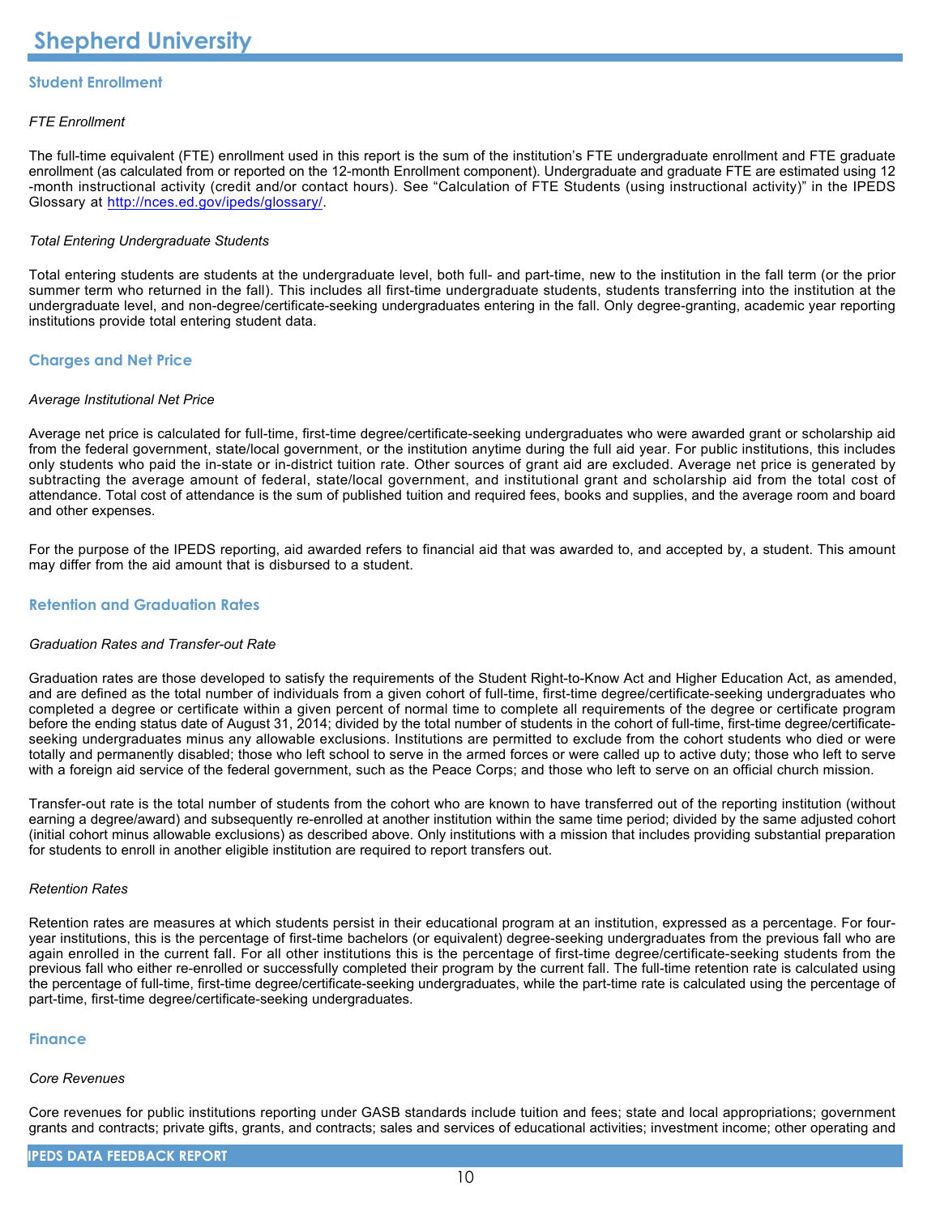# Shepherd University

## Student Enrollment

*FTE Enrollment*

The full-time equivalent (FTE) enrollment used in this report is the sum of the institution's FTE undergraduate enrollment and FTE graduate enrollment (as calculated from or reported on the 12-month Enrollment component). Undergraduate and graduate FTE are estimated using 12 -month instructional activity (credit and/or contact hours). See "Calculation of FTE Students (using instructional activity)" in the IPEDS Glossary at http://nces.ed.gov/ipeds/glossary/.

*Total Entering Undergraduate Students*

Total entering students are students at the undergraduate level, both full- and part-time, new to the institution in the fall term (or the prior summer term who returned in the fall). This includes all first-time undergraduate students, students transferring into the institution at the undergraduate level, and non-degree/certificate-seeking undergraduates entering in the fall. Only degree-granting, academic year reporting institutions provide total entering student data.

## Charges and Net Price

*Average Institutional Net Price*

Average net price is calculated for full-time, first-time degree/certificate-seeking undergraduates who were awarded grant or scholarship aid from the federal government, state/local government, or the institution anytime during the full aid year. For public institutions, this includes only students who paid the in-state or in-district tuition rate. Other sources of grant aid are excluded. Average net price is generated by subtracting the average amount of federal, state/local government, and institutional grant and scholarship aid from the total cost of attendance. Total cost of attendance is the sum of published tuition and required fees, books and supplies, and the average room and board and other expenses.

For the purpose of the IPEDS reporting, aid awarded refers to financial aid that was awarded to, and accepted by, a student. This amount may differ from the aid amount that is disbursed to a student.

## Retention and Graduation Rates

*Graduation Rates and Transfer-out Rate*

Graduation rates are those developed to satisfy the requirements of the Student Right-to-Know Act and Higher Education Act, as amended, and are defined as the total number of individuals from a given cohort of full-time, first-time degree/certificate-seeking undergraduates who completed a degree or certificate within a given percent of normal time to complete all requirements of the degree or certificate program before the ending status date of August 31, 2014; divided by the total number of students in the cohort of full-time, first-time degree/certificate-seeking undergraduates minus any allowable exclusions. Institutions are permitted to exclude from the cohort students who died or were totally and permanently disabled; those who left school to serve in the armed forces or were called up to active duty; those who left to serve with a foreign aid service of the federal government, such as the Peace Corps; and those who left to serve on an official church mission.

Transfer-out rate is the total number of students from the cohort who are known to have transferred out of the reporting institution (without earning a degree/award) and subsequently re-enrolled at another institution within the same time period; divided by the same adjusted cohort (initial cohort minus allowable exclusions) as described above. Only institutions with a mission that includes providing substantial preparation for students to enroll in another eligible institution are required to report transfers out.

*Retention Rates*

Retention rates are measures at which students persist in their educational program at an institution, expressed as a percentage. For four-year institutions, this is the percentage of first-time bachelors (or equivalent) degree-seeking undergraduates from the previous fall who are again enrolled in the current fall. For all other institutions this is the percentage of first-time degree/certificate-seeking students from the previous fall who either re-enrolled or successfully completed their program by the current fall. The full-time retention rate is calculated using the percentage of full-time, first-time degree/certificate-seeking undergraduates, while the part-time rate is calculated using the percentage of part-time, first-time degree/certificate-seeking undergraduates.

## Finance

*Core Revenues*

Core revenues for public institutions reporting under GASB standards include tuition and fees; state and local appropriations; government grants and contracts; private gifts, grants, and contracts; sales and services of educational activities; investment income; other operating and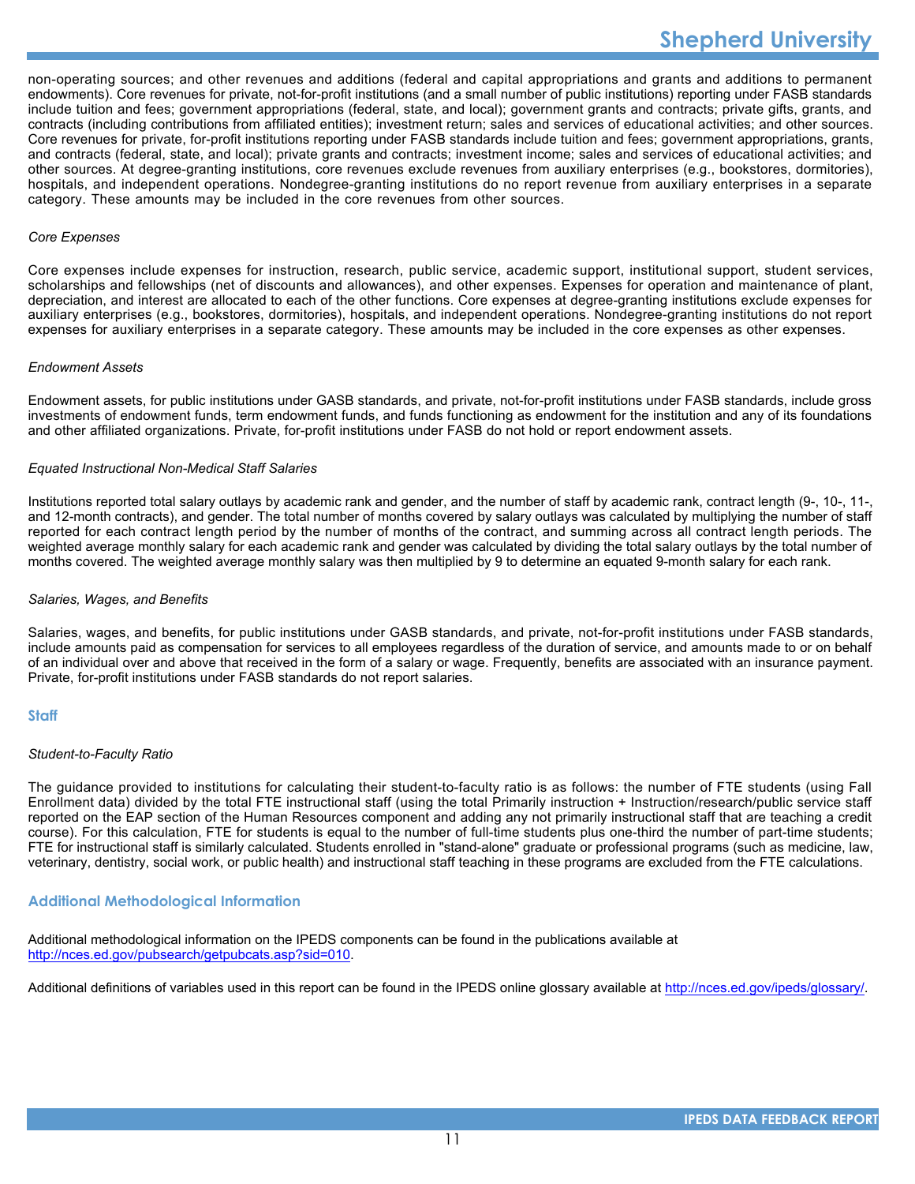non-operating sources; and other revenues and additions (federal and capital appropriations and grants and additions to permanent endowments). Core revenues for private, not-for-profit institutions (and a small number of public institutions) reporting under FASB standards include tuition and fees; government appropriations (federal, state, and local); government grants and contracts; private gifts, grants, and contracts (including contributions from affiliated entities); investment return; sales and services of educational activities; and other sources. Core revenues for private, for-profit institutions reporting under FASB standards include tuition and fees; government appropriations, grants, and contracts (federal, state, and local); private grants and contracts; investment income; sales and services of educational activities; and other sources. At degree-granting institutions, core revenues exclude revenues from auxiliary enterprises (e.g., bookstores, dormitories), hospitals, and independent operations. Nondegree-granting institutions do no report revenue from auxiliary enterprises in a separate category. These amounts may be included in the core revenues from other sources.

*Core Expenses*

Core expenses include expenses for instruction, research, public service, academic support, institutional support, student services, scholarships and fellowships (net of discounts and allowances), and other expenses. Expenses for operation and maintenance of plant, depreciation, and interest are allocated to each of the other functions. Core expenses at degree-granting institutions exclude expenses for auxiliary enterprises (e.g., bookstores, dormitories), hospitals, and independent operations. Nondegree-granting institutions do not report expenses for auxiliary enterprises in a separate category. These amounts may be included in the core expenses as other expenses.

*Endowment Assets*

Endowment assets, for public institutions under GASB standards, and private, not-for-profit institutions under FASB standards, include gross investments of endowment funds, term endowment funds, and funds functioning as endowment for the institution and any of its foundations and other affiliated organizations. Private, for-profit institutions under FASB do not hold or report endowment assets.

*Equated Instructional Non-Medical Staff Salaries*

Institutions reported total salary outlays by academic rank and gender, and the number of staff by academic rank, contract length (9-, 10-, 11-, and 12-month contracts), and gender. The total number of months covered by salary outlays was calculated by multiplying the number of staff reported for each contract length period by the number of months of the contract, and summing across all contract length periods. The weighted average monthly salary for each academic rank and gender was calculated by dividing the total salary outlays by the total number of months covered. The weighted average monthly salary was then multiplied by 9 to determine an equated 9-month salary for each rank.

*Salaries, Wages, and Benefits*

Salaries, wages, and benefits, for public institutions under GASB standards, and private, not-for-profit institutions under FASB standards, include amounts paid as compensation for services to all employees regardless of the duration of service, and amounts made to or on behalf of an individual over and above that received in the form of a salary or wage. Frequently, benefits are associated with an insurance payment. Private, for-profit institutions under FASB standards do not report salaries.

## Staff

*Student-to-Faculty Ratio*

The guidance provided to institutions for calculating their student-to-faculty ratio is as follows: the number of FTE students (using Fall Enrollment data) divided by the total FTE instructional staff (using the total Primarily instruction + Instruction/research/public service staff reported on the EAP section of the Human Resources component and adding any not primarily instructional staff that are teaching a credit course). For this calculation, FTE for students is equal to the number of full-time students plus one-third the number of part-time students; FTE for instructional staff is similarly calculated. Students enrolled in "stand-alone" graduate or professional programs (such as medicine, law, veterinary, dentistry, social work, or public health) and instructional staff teaching in these programs are excluded from the FTE calculations.

## Additional Methodological Information

Additional methodological information on the IPEDS components can be found in the publications available at http://nces.ed.gov/pubsearch/getpubcats.asp?sid=010.

Additional definitions of variables used in this report can be found in the IPEDS online glossary available at http://nces.ed.gov/ipeds/glossary/.